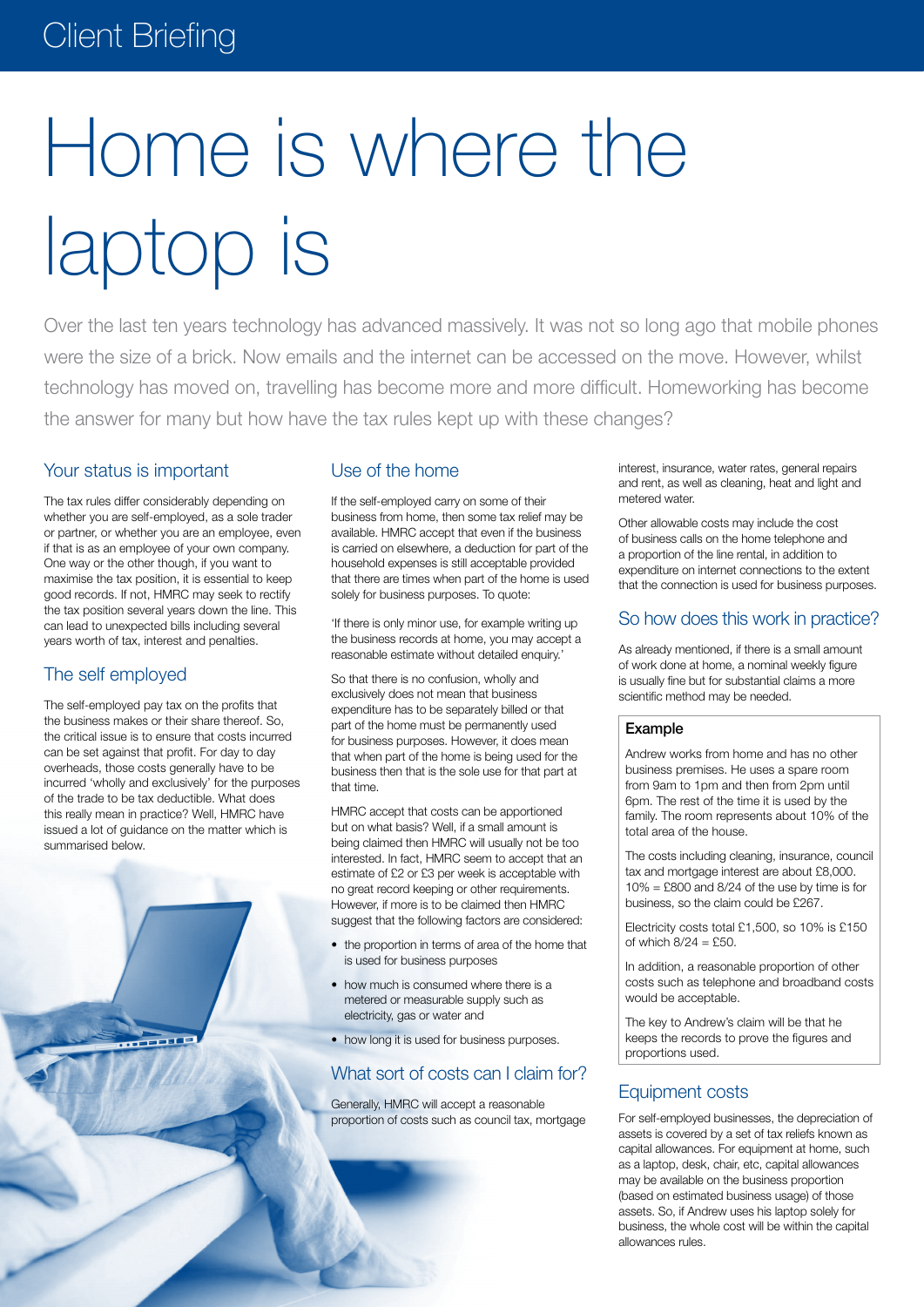# Home is where the laptop is

Over the last ten years technology has advanced massively. It was not so long ago that mobile phones were the size of a brick. Now emails and the internet can be accessed on the move. However, whilst technology has moved on, travelling has become more and more difficult. Homeworking has become the answer for many but how have the tax rules kept up with these changes?

## Your status is important

The tax rules differ considerably depending on whether you are self-employed, as a sole trader or partner, or whether you are an employee, even if that is as an employee of your own company. One way or the other though, if you want to maximise the tax position, it is essential to keep good records. If not, HMRC may seek to rectify the tax position several years down the line. This can lead to unexpected bills including several years worth of tax, interest and penalties.

## The self employed

The self-employed pay tax on the profits that the business makes or their share thereof. So, the critical issue is to ensure that costs incurred can be set against that profit. For day to day overheads, those costs generally have to be incurred 'wholly and exclusively' for the purposes of the trade to be tax deductible. What does this really mean in practice? Well, HMRC have issued a lot of guidance on the matter which is summarised below.

## Use of the home

If the self-employed carry on some of their business from home, then some tax relief may be available. HMRC accept that even if the business is carried on elsewhere, a deduction for part of the household expenses is still acceptable provided that there are times when part of the home is used solely for business purposes. To quote:

'If there is only minor use, for example writing up the business records at home, you may accept a reasonable estimate without detailed enquiry.'

So that there is no confusion, wholly and exclusively does not mean that business expenditure has to be separately billed or that part of the home must be permanently used for business purposes. However, it does mean that when part of the home is being used for the business then that is the sole use for that part at that time.

HMRC accept that costs can be apportioned but on what basis? Well, if a small amount is being claimed then HMRC will usually not be too interested. In fact, HMRC seem to accept that an estimate of £2 or £3 per week is acceptable with no great record keeping or other requirements. However, if more is to be claimed then HMRC suggest that the following factors are considered:

- the proportion in terms of area of the home that is used for business purposes
- how much is consumed where there is a metered or measurable supply such as electricity, gas or water and
- how long it is used for business purposes.

## What sort of costs can I claim for?

Generally, HMRC will accept a reasonable proportion of costs such as council tax, mortgage interest, insurance, water rates, general repairs and rent, as well as cleaning, heat and light and metered water.

Other allowable costs may include the cost of business calls on the home telephone and a proportion of the line rental, in addition to expenditure on internet connections to the extent that the connection is used for business purposes.

## So how does this work in practice?

As already mentioned, if there is a small amount of work done at home, a nominal weekly figure is usually fine but for substantial claims a more scientific method may be needed.

**Example**

Andrew works from home and has no other business premises. He uses a spare room from 9am to 1pm and then from 2pm until 6pm. The rest of the time it is used by the family. The room represents about 10% of the total area of the house.

The costs including cleaning, insurance, council tax and mortgage interest are about £8,000. 10% = £800 and 8/24 of the use by time is for business, so the claim could be £267.

Electricity costs total £1,500, so 10% is £150 of which 8/24 = £50.

In addition, a reasonable proportion of other costs such as telephone and broadband costs would be acceptable.

The key to Andrew's claim will be that he keeps the records to prove the figures and proportions used.

## Equipment costs

For self-employed businesses, the depreciation of assets is covered by a set of tax reliefs known as capital allowances. For equipment at home, such as a laptop, desk, chair, etc, capital allowances may be available on the business proportion (based on estimated business usage) of those assets. So, if Andrew uses his laptop solely for business, the whole cost will be within the capital allowances rules.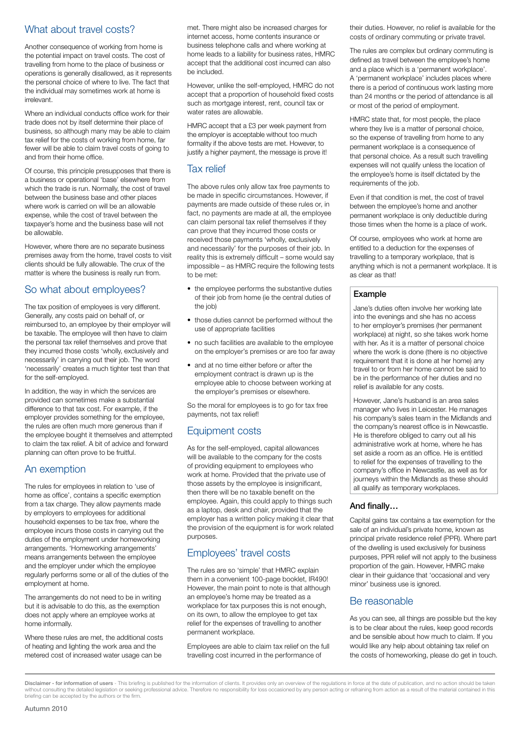## What about travel costs?

Another consequence of working from home is the potential impact on travel costs. The cost of travelling from home to the place of business or operations is generally disallowed, as it represents the personal choice of where to live. The fact that the individual may sometimes work at home is irrelevant.

Where an individual conducts office work for their trade does not by itself determine their place of business, so although many may be able to claim tax relief for the costs of working from home, far fewer will be able to claim travel costs of going to and from their home office.

Of course, this principle presupposes that there is a business or operational 'base' elsewhere from which the trade is run. Normally, the cost of travel between the business base and other places where work is carried on will be an allowable expense, while the cost of travel between the taxpayer's home and the business base will not be allowable.

However, where there are no separate business premises away from the home, travel costs to visit clients should be fully allowable. The crux of the matter is where the business is really run from.

## So what about employees?

The tax position of employees is very different. Generally, any costs paid on behalf of, or reimbursed to, an employee by their employer will be taxable. The employee will then have to claim the personal tax relief themselves and prove that they incurred those costs 'wholly, exclusively and necessarily' in carrying out their job. The word 'necessarily' creates a much tighter test than that for the self-employed.

In addition, the way in which the services are provided can sometimes make a substantial difference to that tax cost. For example, if the employer provides something for the employee, the rules are often much more generous than if the employee bought it themselves and attempted to claim the tax relief. A bit of advice and forward planning can often prove to be fruitful.

## An exemption

The rules for employees in relation to 'use of home as office', contains a specific exemption from a tax charge. They allow payments made by employers to employees for additional household expenses to be tax free, where the employee incurs those costs in carrying out the duties of the employment under homeworking arrangements. 'Homeworking arrangements' means arrangements between the employee and the employer under which the employee regularly performs some or all of the duties of the employment at home.

The arrangements do not need to be in writing but it is advisable to do this, as the exemption does not apply where an employee works at home informally.

Where these rules are met, the additional costs of heating and lighting the work area and the metered cost of increased water usage can be met. There might also be increased charges for internet access, home contents insurance or business telephone calls and where working at home leads to a liability for business rates, HMRC accept that the additional cost incurred can also be included.

However, unlike the self-employed, HMRC do not accept that a proportion of household fixed costs such as mortgage interest, rent, council tax or water rates are allowable.

HMRC accept that a £3 per week payment from the employer is acceptable without too much formality if the above tests are met. However, to justify a higher payment, the message is prove it!

## Tax relief

The above rules only allow tax free payments to be made in specific circumstances. However, if payments are made outside of these rules or, in fact, no payments are made at all, the employee can claim personal tax relief themselves if they can prove that they incurred those costs or received those payments 'wholly, exclusively and necessarily' for the purposes of their job. In reality this is extremely difficult – some would say impossible – as HMRC require the following tests to be met:

- the employee performs the substantive duties of their job from home (ie the central duties of the job)
- those duties cannot be performed without the use of appropriate facilities
- no such facilities are available to the employee on the employer's premises or are too far away
- and at no time either before or after the employment contract is drawn up is the employee able to choose between working at the employer's premises or elsewhere.

So the moral for employees is to go for tax free payments, not tax relief!

## Equipment costs

As for the self-employed, capital allowances will be available to the company for the costs of providing equipment to employees who work at home. Provided that the private use of those assets by the employee is insignificant, then there will be no taxable benefit on the employee. Again, this could apply to things such as a laptop, desk and chair, provided that the employer has a written policy making it clear that the provision of the equipment is for work related purposes.

## Employees' travel costs

The rules are so 'simple' that HMRC explain them in a convenient 100-page booklet, IR490! However, the main point to note is that although an employee's home may be treated as a workplace for tax purposes this is not enough, on its own, to allow the employee to get tax relief for the expenses of travelling to another permanent workplace.

Employees are able to claim tax relief on the full travelling cost incurred in the performance of their duties. However, no relief is available for the costs of ordinary commuting or private travel.

The rules are complex but ordinary commuting is defined as travel between the employee's home and a place which is a 'permanent workplace'. A 'permanent workplace' includes places where there is a period of continuous work lasting more than 24 months or the period of attendance is all or most of the period of employment.

HMRC state that, for most people, the place where they live is a matter of personal choice, so the expense of travelling from home to any permanent workplace is a consequence of that personal choice. As a result such travelling expenses will not qualify unless the location of the employee's home is itself dictated by the requirements of the job.

Even if that condition is met, the cost of travel between the employee's home and another permanent workplace is only deductible during those times when the home is a place of work.

Of course, employees who work at home are entitled to a deduction for the expenses of travelling to a temporary workplace, that is anything which is not a permanent workplace. It is as clear as that!

### Example

Jane's duties often involve her working late into the evenings and she has no access to her employer's premises (her permanent workplace) at night, so she takes work home with her. As it is a matter of personal choice where the work is done (there is no objective requirement that it is done at her home) any travel to or from her home cannot be said to be in the performance of her duties and no relief is available for any costs.

However, Jane's husband is an area sales manager who lives in Leicester. He manages his company's sales team in the Midlands and the company's nearest office is in Newcastle. He is therefore obliged to carry out all his administrative work at home, where he has set aside a room as an office. He is entitled to relief for the expenses of travelling to the company's office in Newcastle, as well as for journeys within the Midlands as these should all qualify as temporary workplaces.

### And finally…

Capital gains tax contains a tax exemption for the sale of an individual's private home, known as principal private residence relief (PPR). Where part of the dwelling is used exclusively for business purposes, PPR relief will not apply to the business proportion of the gain. However, HMRC make clear in their guidance that 'occasional and very minor' business use is ignored.

## Be reasonable

As you can see, all things are possible but the key is to be clear about the rules, keep good records and be sensible about how much to claim. If you would like any help about obtaining tax relief on the costs of homeworking, please do get in touch.

---

**Disclaimer - for information of users** - This briefing is published for the information of clients. It provides only an overview of the regulations in force at the date of publication, and no action should be taken without consulting the detailed legislation or seeking professional advice. Therefore no responsibility for loss occasioned by any person acting or refraining from action as a result of the material contained in this briefing can be accepted by the authors or the firm.

Autumn 2010